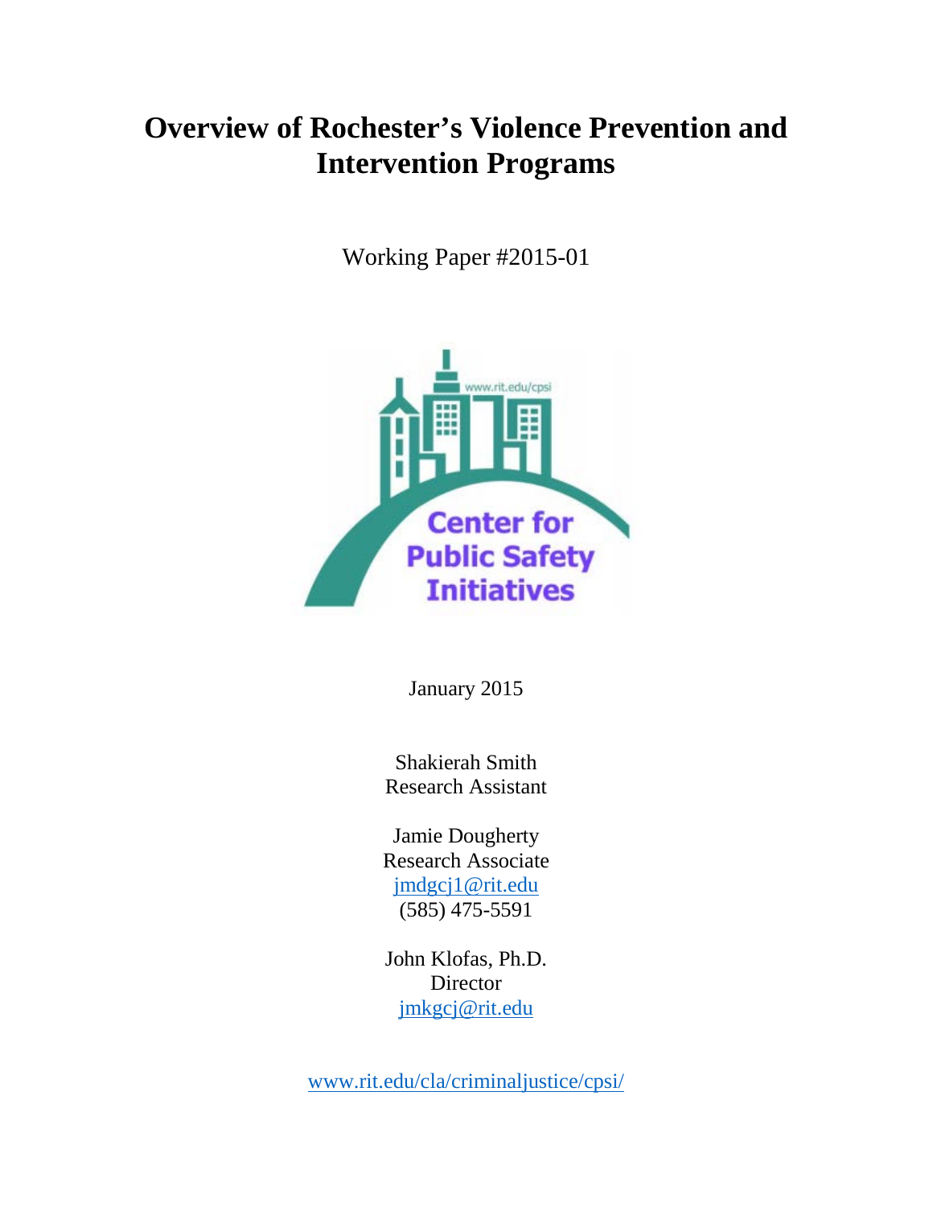# Overview of Rochester's Violence Prevention and Intervention Programs

Working Paper #2015-01

www.rit.edu/cpsi

Center for Public Safety Initiatives

January 2015

Shakierah Smith
Research Assistant

Jamie Dougherty
Research Associate
jmdgcj1@rit.edu
(585) 475-5591

John Klofas, Ph.D.
Director
jmkgcj@rit.edu

www.rit.edu/cla/criminaljustice/cpsi/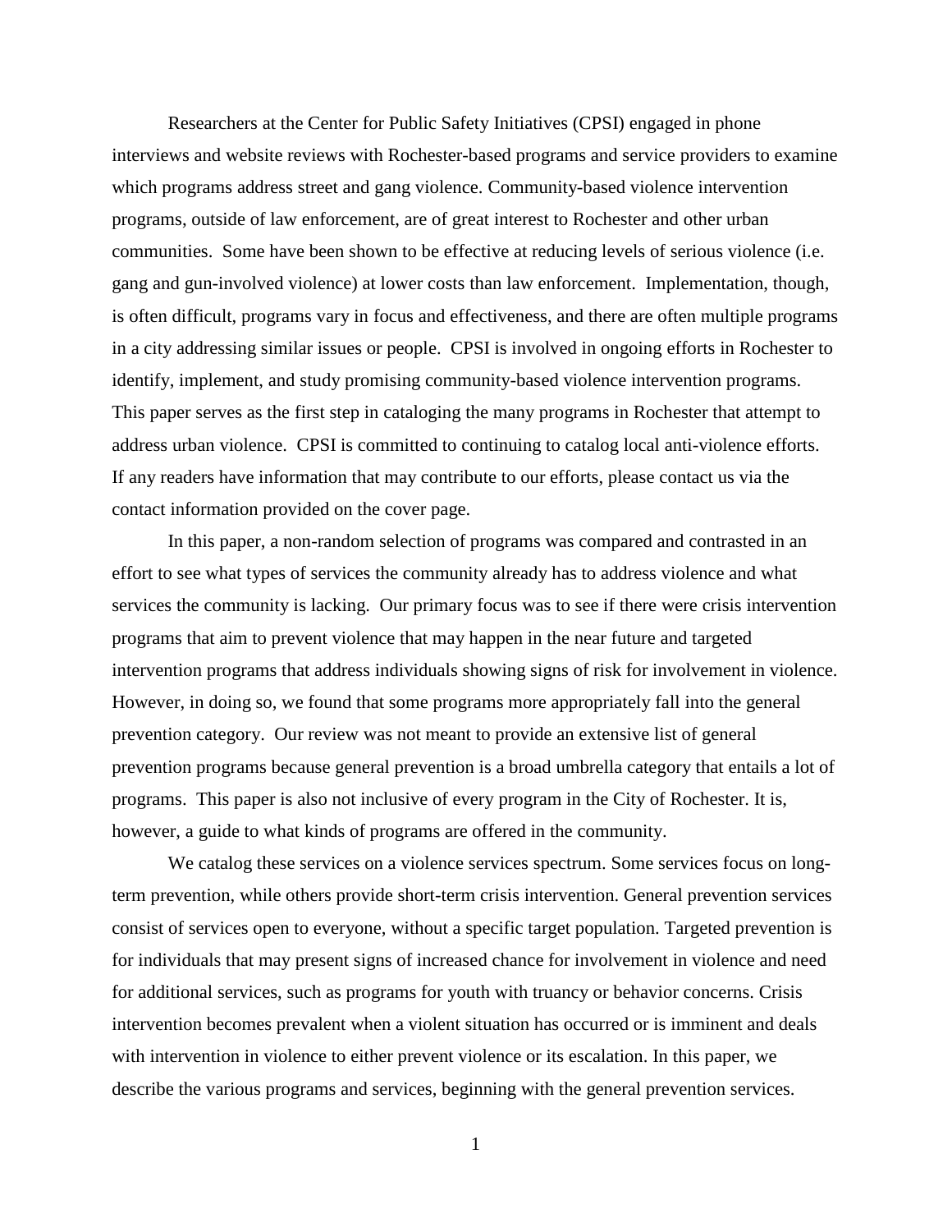Researchers at the Center for Public Safety Initiatives (CPSI) engaged in phone interviews and website reviews with Rochester-based programs and service providers to examine which programs address street and gang violence. Community-based violence intervention programs, outside of law enforcement, are of great interest to Rochester and other urban communities. Some have been shown to be effective at reducing levels of serious violence (i.e. gang and gun-involved violence) at lower costs than law enforcement. Implementation, though, is often difficult, programs vary in focus and effectiveness, and there are often multiple programs in a city addressing similar issues or people. CPSI is involved in ongoing efforts in Rochester to identify, implement, and study promising community-based violence intervention programs. This paper serves as the first step in cataloging the many programs in Rochester that attempt to address urban violence. CPSI is committed to continuing to catalog local anti-violence efforts. If any readers have information that may contribute to our efforts, please contact us via the contact information provided on the cover page.

In this paper, a non-random selection of programs was compared and contrasted in an effort to see what types of services the community already has to address violence and what services the community is lacking. Our primary focus was to see if there were crisis intervention programs that aim to prevent violence that may happen in the near future and targeted intervention programs that address individuals showing signs of risk for involvement in violence. However, in doing so, we found that some programs more appropriately fall into the general prevention category. Our review was not meant to provide an extensive list of general prevention programs because general prevention is a broad umbrella category that entails a lot of programs. This paper is also not inclusive of every program in the City of Rochester. It is, however, a guide to what kinds of programs are offered in the community.

We catalog these services on a violence services spectrum. Some services focus on long-term prevention, while others provide short-term crisis intervention. General prevention services consist of services open to everyone, without a specific target population. Targeted prevention is for individuals that may present signs of increased chance for involvement in violence and need for additional services, such as programs for youth with truancy or behavior concerns. Crisis intervention becomes prevalent when a violent situation has occurred or is imminent and deals with intervention in violence to either prevent violence or its escalation. In this paper, we describe the various programs and services, beginning with the general prevention services.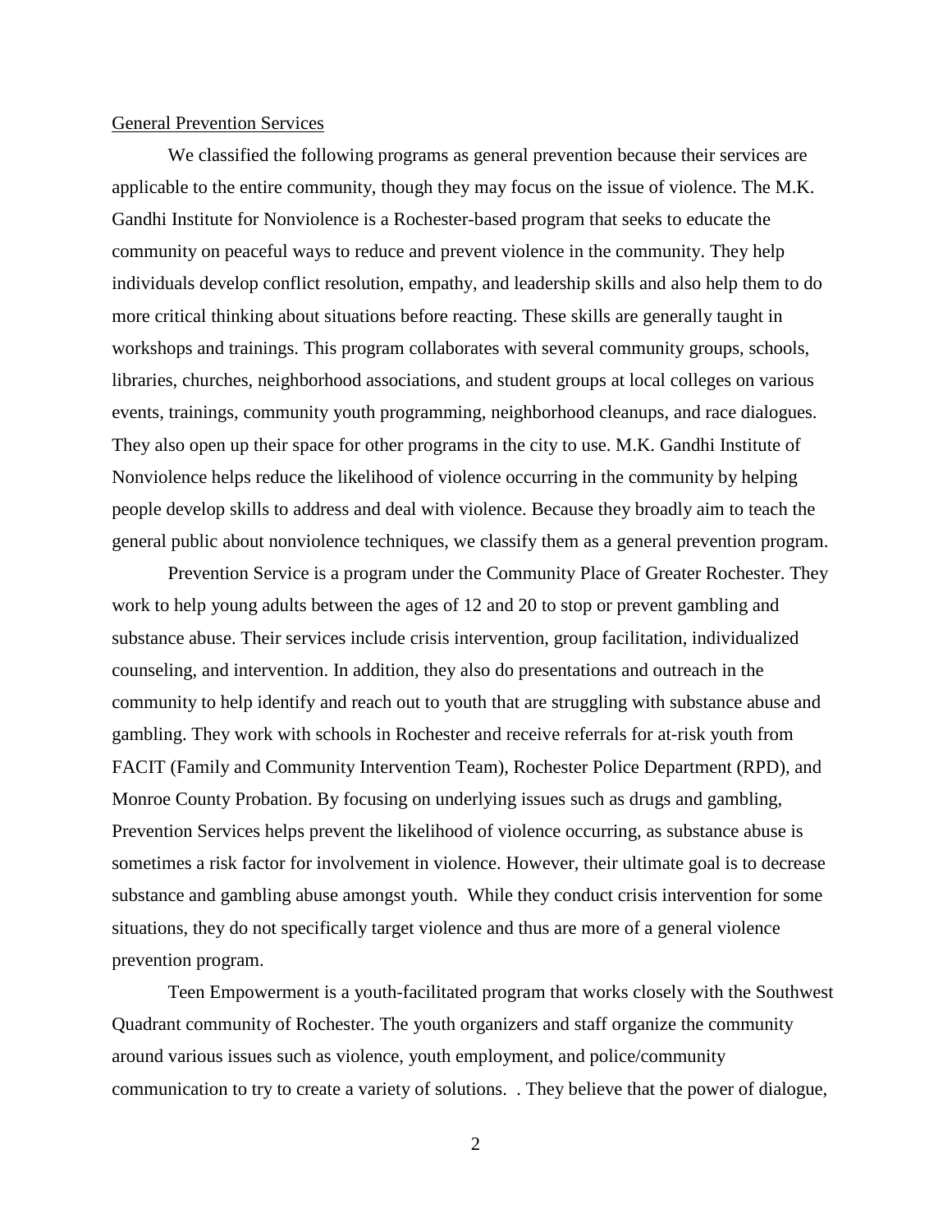General Prevention Services

We classified the following programs as general prevention because their services are applicable to the entire community, though they may focus on the issue of violence. The M.K. Gandhi Institute for Nonviolence is a Rochester-based program that seeks to educate the community on peaceful ways to reduce and prevent violence in the community. They help individuals develop conflict resolution, empathy, and leadership skills and also help them to do more critical thinking about situations before reacting. These skills are generally taught in workshops and trainings. This program collaborates with several community groups, schools, libraries, churches, neighborhood associations, and student groups at local colleges on various events, trainings, community youth programming, neighborhood cleanups, and race dialogues. They also open up their space for other programs in the city to use. M.K. Gandhi Institute of Nonviolence helps reduce the likelihood of violence occurring in the community by helping people develop skills to address and deal with violence. Because they broadly aim to teach the general public about nonviolence techniques, we classify them as a general prevention program.

Prevention Service is a program under the Community Place of Greater Rochester. They work to help young adults between the ages of 12 and 20 to stop or prevent gambling and substance abuse. Their services include crisis intervention, group facilitation, individualized counseling, and intervention. In addition, they also do presentations and outreach in the community to help identify and reach out to youth that are struggling with substance abuse and gambling. They work with schools in Rochester and receive referrals for at-risk youth from FACIT (Family and Community Intervention Team), Rochester Police Department (RPD), and Monroe County Probation. By focusing on underlying issues such as drugs and gambling, Prevention Services helps prevent the likelihood of violence occurring, as substance abuse is sometimes a risk factor for involvement in violence. However, their ultimate goal is to decrease substance and gambling abuse amongst youth. While they conduct crisis intervention for some situations, they do not specifically target violence and thus are more of a general violence prevention program.

Teen Empowerment is a youth-facilitated program that works closely with the Southwest Quadrant community of Rochester. The youth organizers and staff organize the community around various issues such as violence, youth employment, and police/community communication to try to create a variety of solutions. . They believe that the power of dialogue,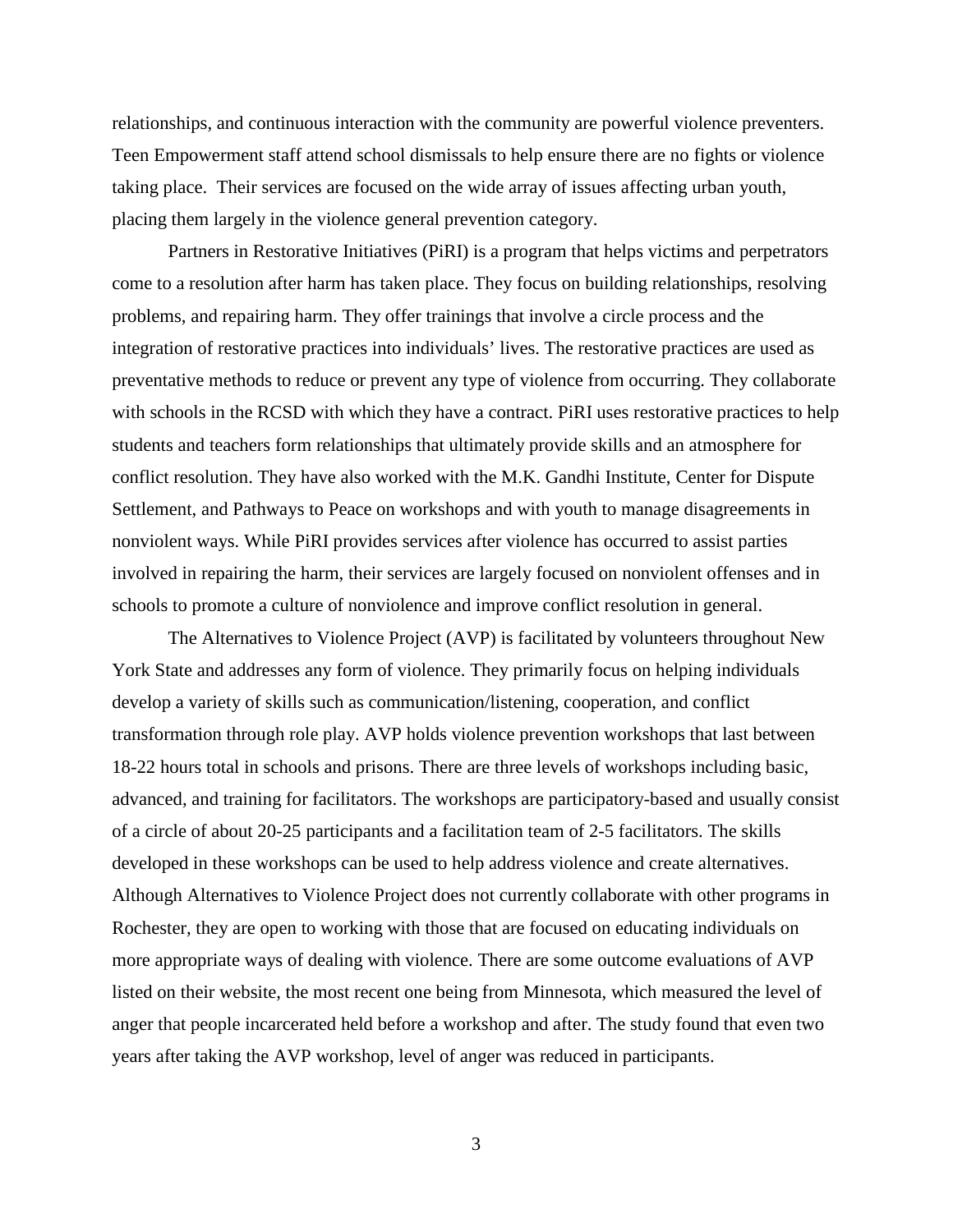relationships, and continuous interaction with the community are powerful violence preventers. Teen Empowerment staff attend school dismissals to help ensure there are no fights or violence taking place. Their services are focused on the wide array of issues affecting urban youth, placing them largely in the violence general prevention category.

Partners in Restorative Initiatives (PiRI) is a program that helps victims and perpetrators come to a resolution after harm has taken place. They focus on building relationships, resolving problems, and repairing harm. They offer trainings that involve a circle process and the integration of restorative practices into individuals' lives. The restorative practices are used as preventative methods to reduce or prevent any type of violence from occurring. They collaborate with schools in the RCSD with which they have a contract. PiRI uses restorative practices to help students and teachers form relationships that ultimately provide skills and an atmosphere for conflict resolution. They have also worked with the M.K. Gandhi Institute, Center for Dispute Settlement, and Pathways to Peace on workshops and with youth to manage disagreements in nonviolent ways. While PiRI provides services after violence has occurred to assist parties involved in repairing the harm, their services are largely focused on nonviolent offenses and in schools to promote a culture of nonviolence and improve conflict resolution in general.

The Alternatives to Violence Project (AVP) is facilitated by volunteers throughout New York State and addresses any form of violence. They primarily focus on helping individuals develop a variety of skills such as communication/listening, cooperation, and conflict transformation through role play. AVP holds violence prevention workshops that last between 18-22 hours total in schools and prisons. There are three levels of workshops including basic, advanced, and training for facilitators. The workshops are participatory-based and usually consist of a circle of about 20-25 participants and a facilitation team of 2-5 facilitators. The skills developed in these workshops can be used to help address violence and create alternatives. Although Alternatives to Violence Project does not currently collaborate with other programs in Rochester, they are open to working with those that are focused on educating individuals on more appropriate ways of dealing with violence. There are some outcome evaluations of AVP listed on their website, the most recent one being from Minnesota, which measured the level of anger that people incarcerated held before a workshop and after. The study found that even two years after taking the AVP workshop, level of anger was reduced in participants.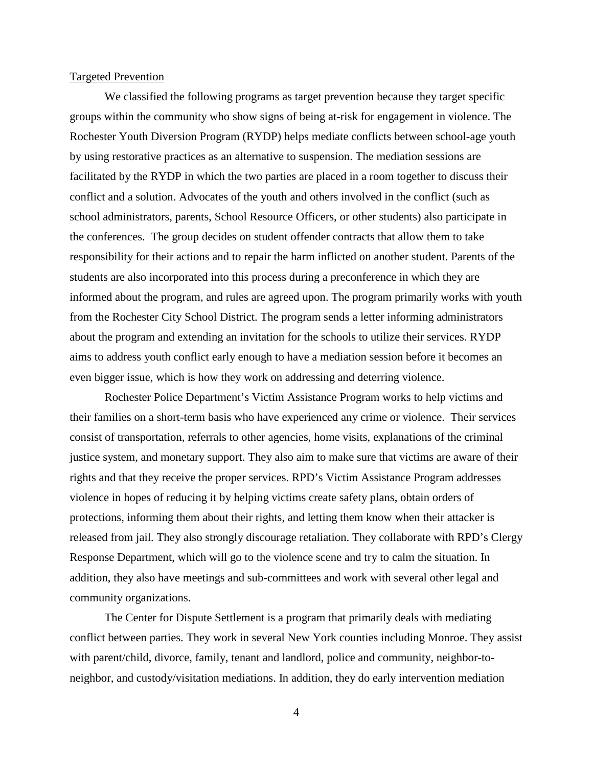<u>Targeted Prevention</u>

We classified the following programs as target prevention because they target specific groups within the community who show signs of being at-risk for engagement in violence. The Rochester Youth Diversion Program (RYDP) helps mediate conflicts between school-age youth by using restorative practices as an alternative to suspension. The mediation sessions are facilitated by the RYDP in which the two parties are placed in a room together to discuss their conflict and a solution. Advocates of the youth and others involved in the conflict (such as school administrators, parents, School Resource Officers, or other students) also participate in the conferences. The group decides on student offender contracts that allow them to take responsibility for their actions and to repair the harm inflicted on another student. Parents of the students are also incorporated into this process during a preconference in which they are informed about the program, and rules are agreed upon. The program primarily works with youth from the Rochester City School District. The program sends a letter informing administrators about the program and extending an invitation for the schools to utilize their services. RYDP aims to address youth conflict early enough to have a mediation session before it becomes an even bigger issue, which is how they work on addressing and deterring violence.

Rochester Police Department's Victim Assistance Program works to help victims and their families on a short-term basis who have experienced any crime or violence. Their services consist of transportation, referrals to other agencies, home visits, explanations of the criminal justice system, and monetary support. They also aim to make sure that victims are aware of their rights and that they receive the proper services. RPD's Victim Assistance Program addresses violence in hopes of reducing it by helping victims create safety plans, obtain orders of protections, informing them about their rights, and letting them know when their attacker is released from jail. They also strongly discourage retaliation. They collaborate with RPD's Clergy Response Department, which will go to the violence scene and try to calm the situation. In addition, they also have meetings and sub-committees and work with several other legal and community organizations.

The Center for Dispute Settlement is a program that primarily deals with mediating conflict between parties. They work in several New York counties including Monroe. They assist with parent/child, divorce, family, tenant and landlord, police and community, neighbor-to-neighbor, and custody/visitation mediations. In addition, they do early intervention mediation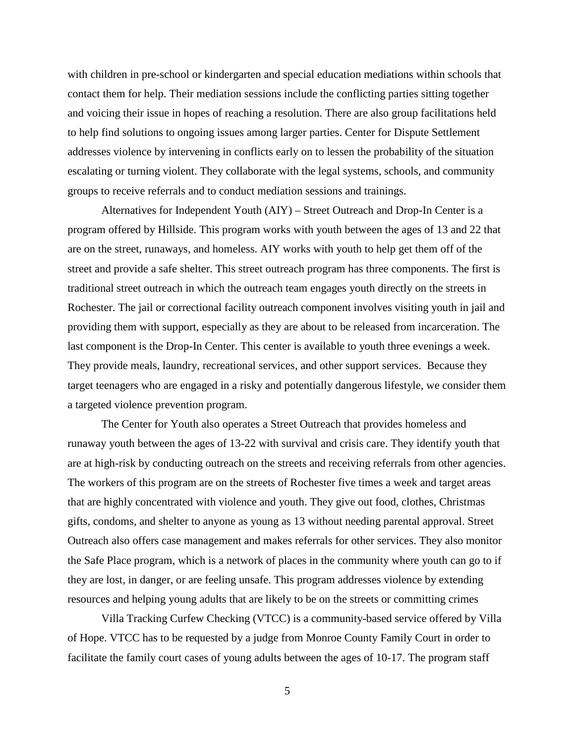with children in pre-school or kindergarten and special education mediations within schools that contact them for help. Their mediation sessions include the conflicting parties sitting together and voicing their issue in hopes of reaching a resolution. There are also group facilitations held to help find solutions to ongoing issues among larger parties. Center for Dispute Settlement addresses violence by intervening in conflicts early on to lessen the probability of the situation escalating or turning violent. They collaborate with the legal systems, schools, and community groups to receive referrals and to conduct mediation sessions and trainings.

Alternatives for Independent Youth (AIY) – Street Outreach and Drop-In Center is a program offered by Hillside. This program works with youth between the ages of 13 and 22 that are on the street, runaways, and homeless. AIY works with youth to help get them off of the street and provide a safe shelter. This street outreach program has three components. The first is traditional street outreach in which the outreach team engages youth directly on the streets in Rochester. The jail or correctional facility outreach component involves visiting youth in jail and providing them with support, especially as they are about to be released from incarceration. The last component is the Drop-In Center. This center is available to youth three evenings a week. They provide meals, laundry, recreational services, and other support services. Because they target teenagers who are engaged in a risky and potentially dangerous lifestyle, we consider them a targeted violence prevention program.

The Center for Youth also operates a Street Outreach that provides homeless and runaway youth between the ages of 13-22 with survival and crisis care. They identify youth that are at high-risk by conducting outreach on the streets and receiving referrals from other agencies. The workers of this program are on the streets of Rochester five times a week and target areas that are highly concentrated with violence and youth. They give out food, clothes, Christmas gifts, condoms, and shelter to anyone as young as 13 without needing parental approval. Street Outreach also offers case management and makes referrals for other services. They also monitor the Safe Place program, which is a network of places in the community where youth can go to if they are lost, in danger, or are feeling unsafe. This program addresses violence by extending resources and helping young adults that are likely to be on the streets or committing crimes

Villa Tracking Curfew Checking (VTCC) is a community-based service offered by Villa of Hope. VTCC has to be requested by a judge from Monroe County Family Court in order to facilitate the family court cases of young adults between the ages of 10-17. The program staff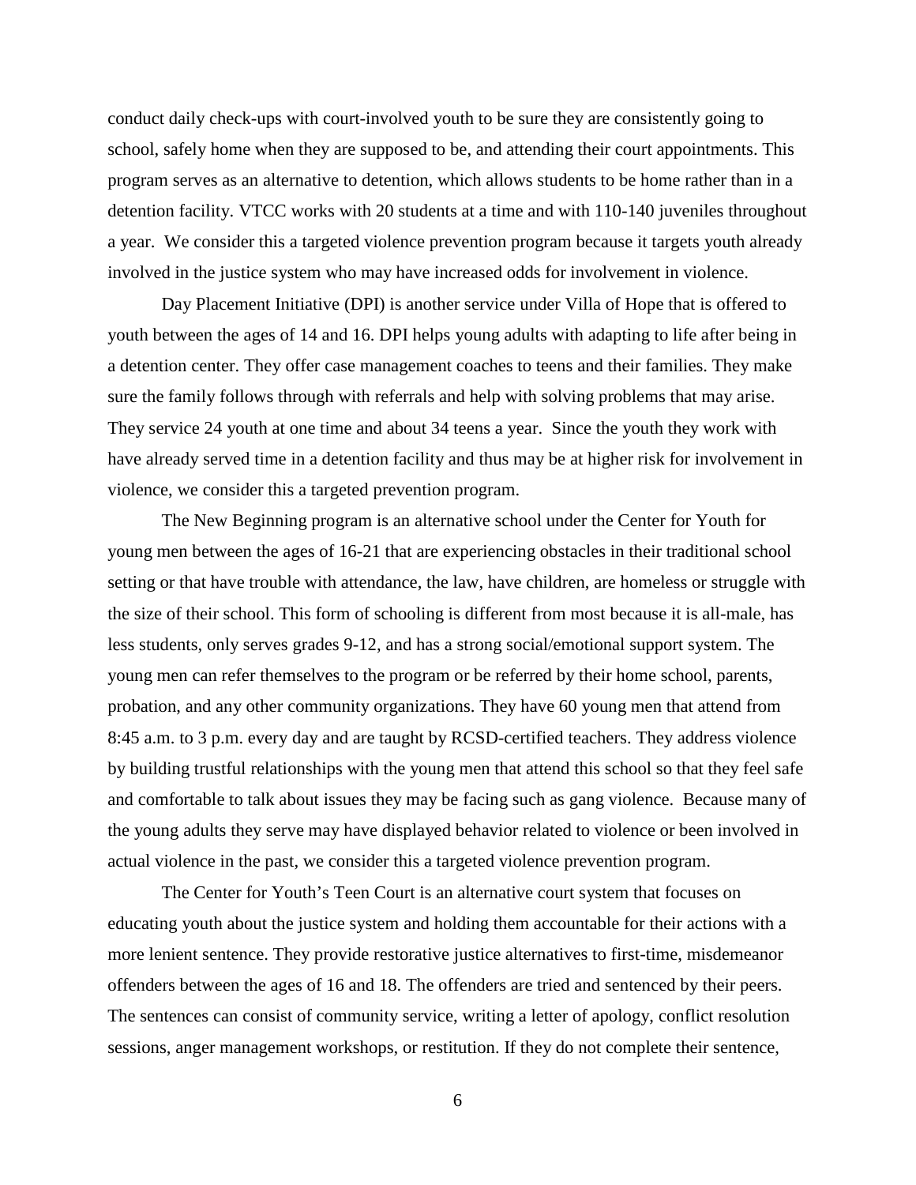conduct daily check-ups with court-involved youth to be sure they are consistently going to school, safely home when they are supposed to be, and attending their court appointments. This program serves as an alternative to detention, which allows students to be home rather than in a detention facility. VTCC works with 20 students at a time and with 110-140 juveniles throughout a year. We consider this a targeted violence prevention program because it targets youth already involved in the justice system who may have increased odds for involvement in violence.

Day Placement Initiative (DPI) is another service under Villa of Hope that is offered to youth between the ages of 14 and 16. DPI helps young adults with adapting to life after being in a detention center. They offer case management coaches to teens and their families. They make sure the family follows through with referrals and help with solving problems that may arise. They service 24 youth at one time and about 34 teens a year. Since the youth they work with have already served time in a detention facility and thus may be at higher risk for involvement in violence, we consider this a targeted prevention program.

The New Beginning program is an alternative school under the Center for Youth for young men between the ages of 16-21 that are experiencing obstacles in their traditional school setting or that have trouble with attendance, the law, have children, are homeless or struggle with the size of their school. This form of schooling is different from most because it is all-male, has less students, only serves grades 9-12, and has a strong social/emotional support system. The young men can refer themselves to the program or be referred by their home school, parents, probation, and any other community organizations. They have 60 young men that attend from 8:45 a.m. to 3 p.m. every day and are taught by RCSD-certified teachers. They address violence by building trustful relationships with the young men that attend this school so that they feel safe and comfortable to talk about issues they may facing such as gang violence. Because many of the young adults they serve may have displayed behavior related to violence or been involved in actual violence in the past, we consider this a targeted violence prevention program.

The Center for Youth's Teen Court is an alternative court system that focuses on educating youth about the justice system and holding them accountable for their actions with a more lenient sentence. They provide restorative justice alternatives to first-time, misdemeanor offenders between the ages of 16 and 18. The offenders are tried and sentenced by their peers. The sentences can consist of community service, writing a letter of apology, conflict resolution sessions, anger management workshops, or restitution. If they do not complete their sentence,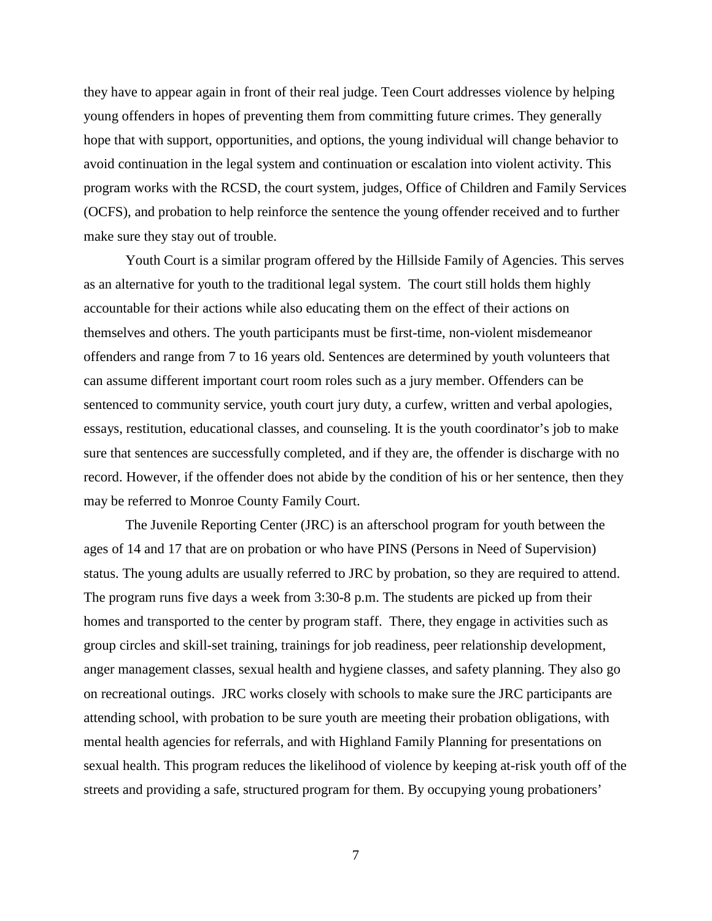they have to appear again in front of their real judge. Teen Court addresses violence by helping young offenders in hopes of preventing them from committing future crimes. They generally hope that with support, opportunities, and options, the young individual will change behavior to avoid continuation in the legal system and continuation or escalation into violent activity. This program works with the RCSD, the court system, judges, Office of Children and Family Services (OCFS), and probation to help reinforce the sentence the young offender received and to further make sure they stay out of trouble.

Youth Court is a similar program offered by the Hillside Family of Agencies. This serves as an alternative for youth to the traditional legal system. The court still holds them highly accountable for their actions while also educating them on the effect of their actions on themselves and others. The youth participants must be first-time, non-violent misdemeanor offenders and range from 7 to 16 years old. Sentences are determined by youth volunteers that can assume different important court room roles such as a jury member. Offenders can be sentenced to community service, youth court jury duty, a curfew, written and verbal apologies, essays, restitution, educational classes, and counseling. It is the youth coordinator's job to make sure that sentences are successfully completed, and if they are, the offender is discharge with no record. However, if the offender does not abide by the condition of his or her sentence, then they may be referred to Monroe County Family Court.

The Juvenile Reporting Center (JRC) is an afterschool program for youth between the ages of 14 and 17 that are on probation or who have PINS (Persons in Need of Supervision) status. The young adults are usually referred to JRC by probation, so they are required to attend. The program runs five days a week from 3:30-8 p.m. The students are picked up from their homes and transported to the center by program staff. There, they engage in activities such as group circles and skill-set training, trainings for job readiness, peer relationship development, anger management classes, sexual health and hygiene classes, and safety planning. They also go on recreational outings. JRC works closely with schools to make sure the JRC participants are attending school, with probation to be sure youth are meeting their probation obligations, with mental health agencies for referrals, and with Highland Family Planning for presentations on sexual health. This program reduces the likelihood of violence by keeping at-risk youth off of the streets and providing a safe, structured program for them. By occupying young probationers'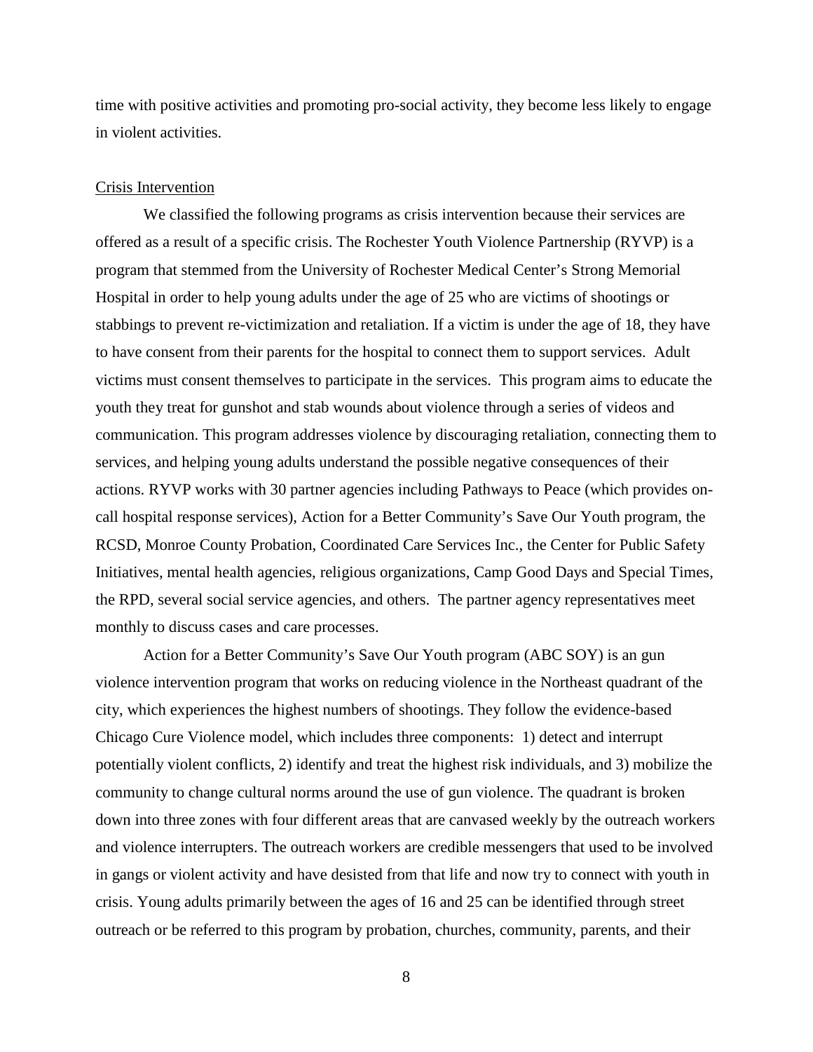time with positive activities and promoting pro-social activity, they become less likely to engage in violent activities.

Crisis Intervention

We classified the following programs as crisis intervention because their services are offered as a result of a specific crisis. The Rochester Youth Violence Partnership (RYVP) is a program that stemmed from the University of Rochester Medical Center's Strong Memorial Hospital in order to help young adults under the age of 25 who are victims of shootings or stabbings to prevent re-victimization and retaliation. If a victim is under the age of 18, they have to have consent from their parents for the hospital to connect them to support services. Adult victims must consent themselves to participate in the services. This program aims to educate the youth they treat for gunshot and stab wounds about violence through a series of videos and communication. This program addresses violence by discouraging retaliation, connecting them to services, and helping young adults understand the possible negative consequences of their actions. RYVP works with 30 partner agencies including Pathways to Peace (which provides on-call hospital response services), Action for a Better Community's Save Our Youth program, the RCSD, Monroe County Probation, Coordinated Care Services Inc., the Center for Public Safety Initiatives, mental health agencies, religious organizations, Camp Good Days and Special Times, the RPD, several social service agencies, and others. The partner agency representatives meet monthly to discuss cases and care processes.

Action for a Better Community's Save Our Youth program (ABC SOY) is an gun violence intervention program that works on reducing violence in the Northeast quadrant of the city, which experiences the highest numbers of shootings. They follow the evidence-based Chicago Cure Violence model, which includes three components: 1) detect and interrupt potentially violent conflicts, 2) identify and treat the highest risk individuals, and 3) mobilize the community to change cultural norms around the use of gun violence. The quadrant is broken down into three zones with four different areas that are canvased weekly by the outreach workers and violence interrupters. The outreach workers are credible messengers that used to be involved in gangs or violent activity and have desisted from that life and now try to connect with youth in crisis. Young adults primarily between the ages of 16 and 25 can be identified through street outreach or be referred to this program by probation, churches, community, parents, and their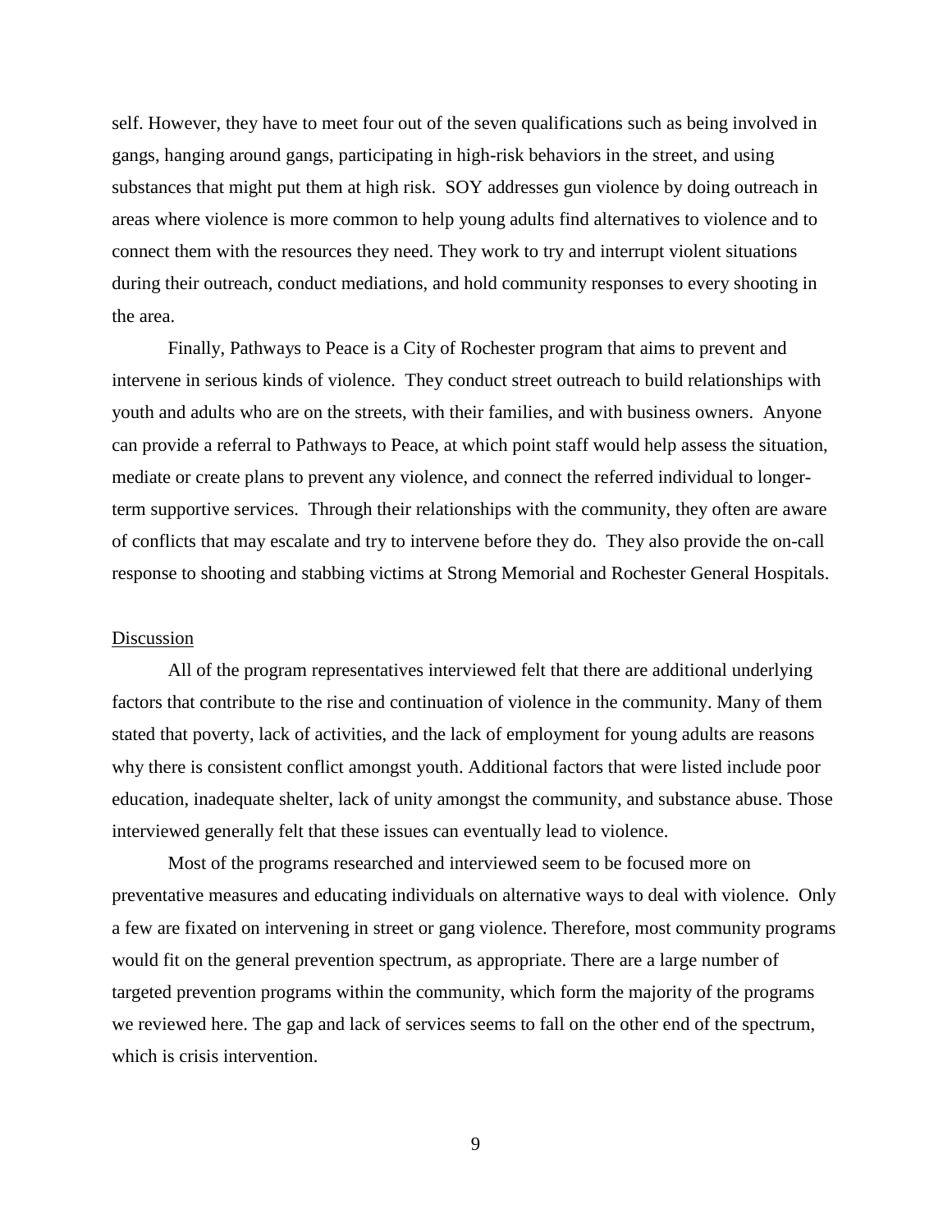self. However, they have to meet four out of the seven qualifications such as being involved in gangs, hanging around gangs, participating in high-risk behaviors in the street, and using substances that might put them at high risk. SOY addresses gun violence by doing outreach in areas where violence is more common to help young adults find alternatives to violence and to connect them with the resources they need. They work to try and interrupt violent situations during their outreach, conduct mediations, and hold community responses to every shooting in the area.

Finally, Pathways to Peace is a City of Rochester program that aims to prevent and intervene in serious kinds of violence. They conduct street outreach to build relationships with youth and adults who are on the streets, with their families, and with business owners. Anyone can provide a referral to Pathways to Peace, at which point staff would help assess the situation, mediate or create plans to prevent any violence, and connect the referred individual to longer-term supportive services. Through their relationships with the community, they often are aware of conflicts that may escalate and try to intervene before they do. They also provide the on-call response to shooting and stabbing victims at Strong Memorial and Rochester General Hospitals.

## Discussion

All of the program representatives interviewed felt that there are additional underlying factors that contribute to the rise and continuation of violence in the community. Many of them stated that poverty, lack of activities, and the lack of employment for young adults are reasons why there is consistent conflict amongst youth. Additional factors that were listed include poor education, inadequate shelter, lack of unity amongst the community, and substance abuse. Those interviewed generally felt that these issues can eventually lead to violence.

Most of the programs researched and interviewed seem to be focused more on preventative measures and educating individuals on alternative ways to deal with violence. Only a few are fixated on intervening in street or gang violence. Therefore, most community programs would fit on the general prevention spectrum, as appropriate. There are a large number of targeted prevention programs within the community, which form the majority of the programs we reviewed here. The gap and lack of services seems to fall on the other end of the spectrum, which is crisis intervention.